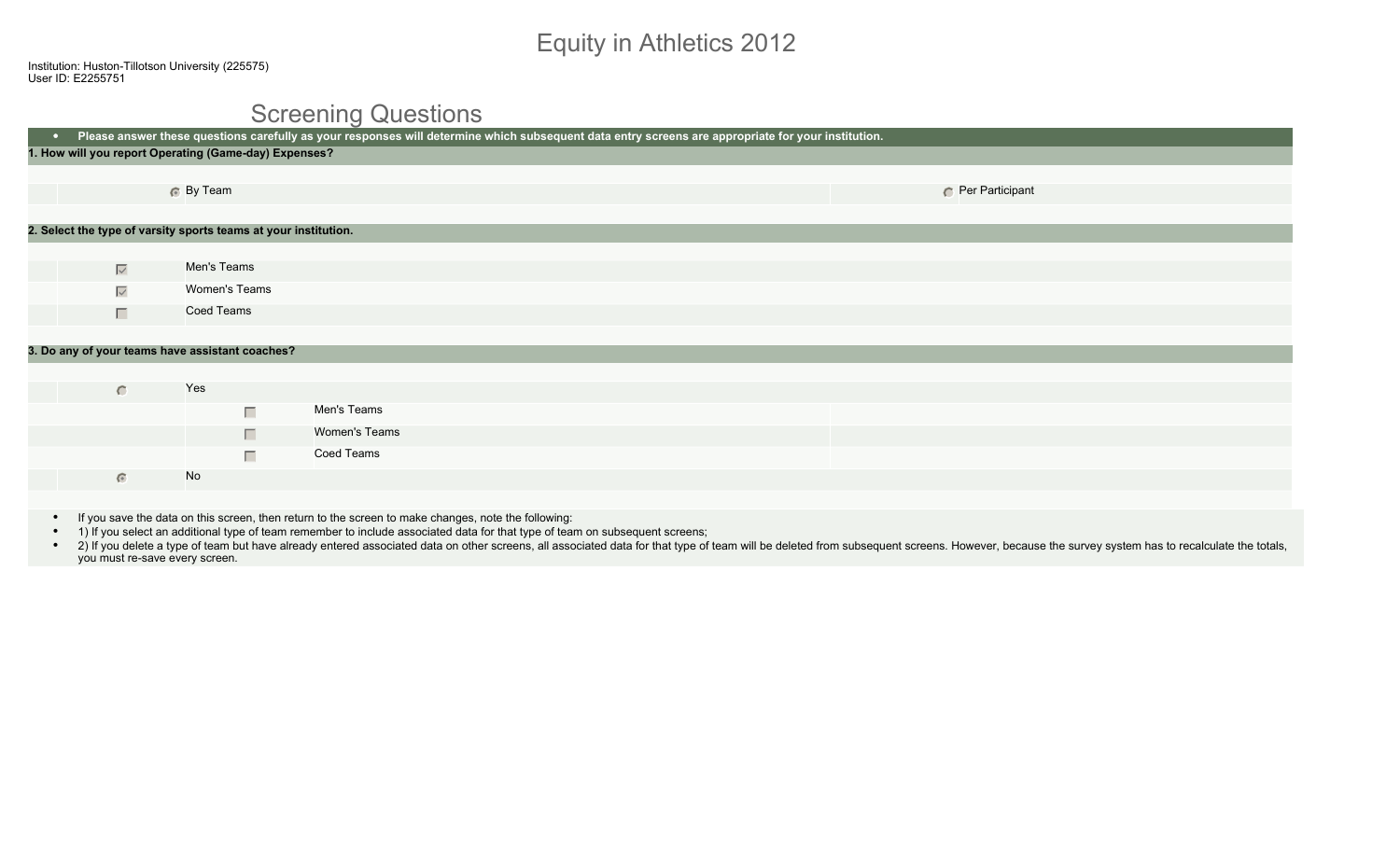# Equity in Athletics 2012

Institution: Huston-Tillotson University (225575)
User ID: E2255751

## Screening Questions

- **Please answer these questions carefully as your responses will determine which subsequent data entry screens are appropriate for your institution.**

**1. How will you report Operating (Game-day) Expenses?**

- (x) By Team
- ( ) Per Participant

**2. Select the type of varsity sports teams at your institution.**

- [x] Men's Teams
- [x] Women's Teams
- [ ] Coed Teams

**3. Do any of your teams have assistant coaches?**

- ( ) Yes
  - [ ] Men's Teams
  - [ ] Women's Teams
  - [ ] Coed Teams
- (x) No

- If you save the data on this screen, then return to the screen to make changes, note the following:
- 1) If you select an additional type of team remember to include associated data for that type of team on subsequent screens;
- 2) If you delete a type of team but have already entered associated data on other screens, all associated data for that type of team will be deleted from subsequent screens. However, because the survey system has to recalculate the totals, you must re-save every screen.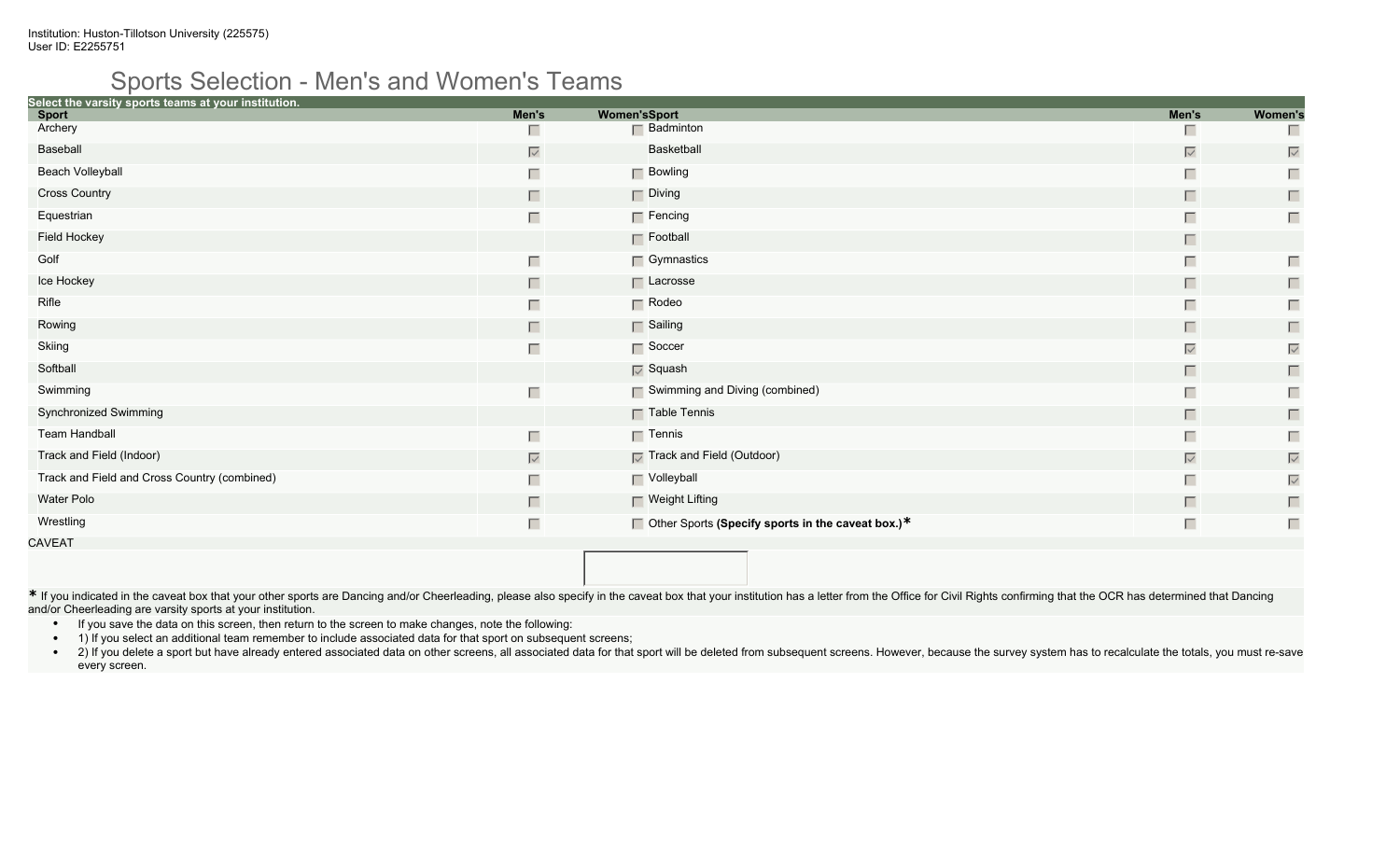# Sports Selection - Men's and Women's Teams

**Select the varsity sports teams at your institution.**

| Sport | Men's | Women's | Sport | Men's | Women's |
|---|---|---|---|---|---|
| Archery | ☐ | ☐ | Badminton | ☐ | ☐ |
| Baseball | ☑ | | Basketball | ☑ | ☑ |
| Beach Volleyball | ☐ | ☐ | Bowling | ☐ | ☐ |
| Cross Country | ☐ | ☐ | Diving | ☐ | ☐ |
| Equestrian | ☐ | ☐ | Fencing | ☐ | ☐ |
| Field Hockey | | ☐ | Football | ☐ | |
| Golf | ☐ | ☐ | Gymnastics | ☐ | ☐ |
| Ice Hockey | ☐ | ☐ | Lacrosse | ☐ | ☐ |
| Rifle | ☐ | ☐ | Rodeo | ☐ | ☐ |
| Rowing | ☐ | ☐ | Sailing | ☐ | ☐ |
| Skiing | ☐ | ☐ | Soccer | ☑ | ☑ |
| Softball | | ☑ | Squash | ☐ | ☐ |
| Swimming | ☐ | ☐ | Swimming and Diving (combined) | ☐ | ☐ |
| Synchronized Swimming | | ☐ | Table Tennis | ☐ | ☐ |
| Team Handball | ☐ | ☐ | Tennis | ☐ | ☐ |
| Track and Field (Indoor) | ☑ | ☑ | Track and Field (Outdoor) | ☑ | ☑ |
| Track and Field and Cross Country (combined) | ☐ | ☐ | Volleyball | ☐ | ☑ |
| Water Polo | ☐ | ☐ | Weight Lifting | ☐ | ☐ |
| Wrestling | ☐ | ☐ | Other Sports **(Specify sports in the caveat box.)*** | ☐ | ☐ |

CAVEAT

* If you indicated in the caveat box that your other sports are Dancing and/or Cheerleading, please also specify in the caveat box that your institution has a letter from the Office for Civil Rights confirming that the OCR has determined that Dancing and/or Cheerleading are varsity sports at your institution.

- If you save the data on this screen, then return to the screen to make changes, note the following:
- 1) If you select an additional team remember to include associated data for that sport on subsequent screens;
- 2) If you delete a sport but have already entered associated data on other screens, all associated data for that sport will be deleted from subsequent screens. However, because the survey system has to recalculate the totals, you must re-save every screen.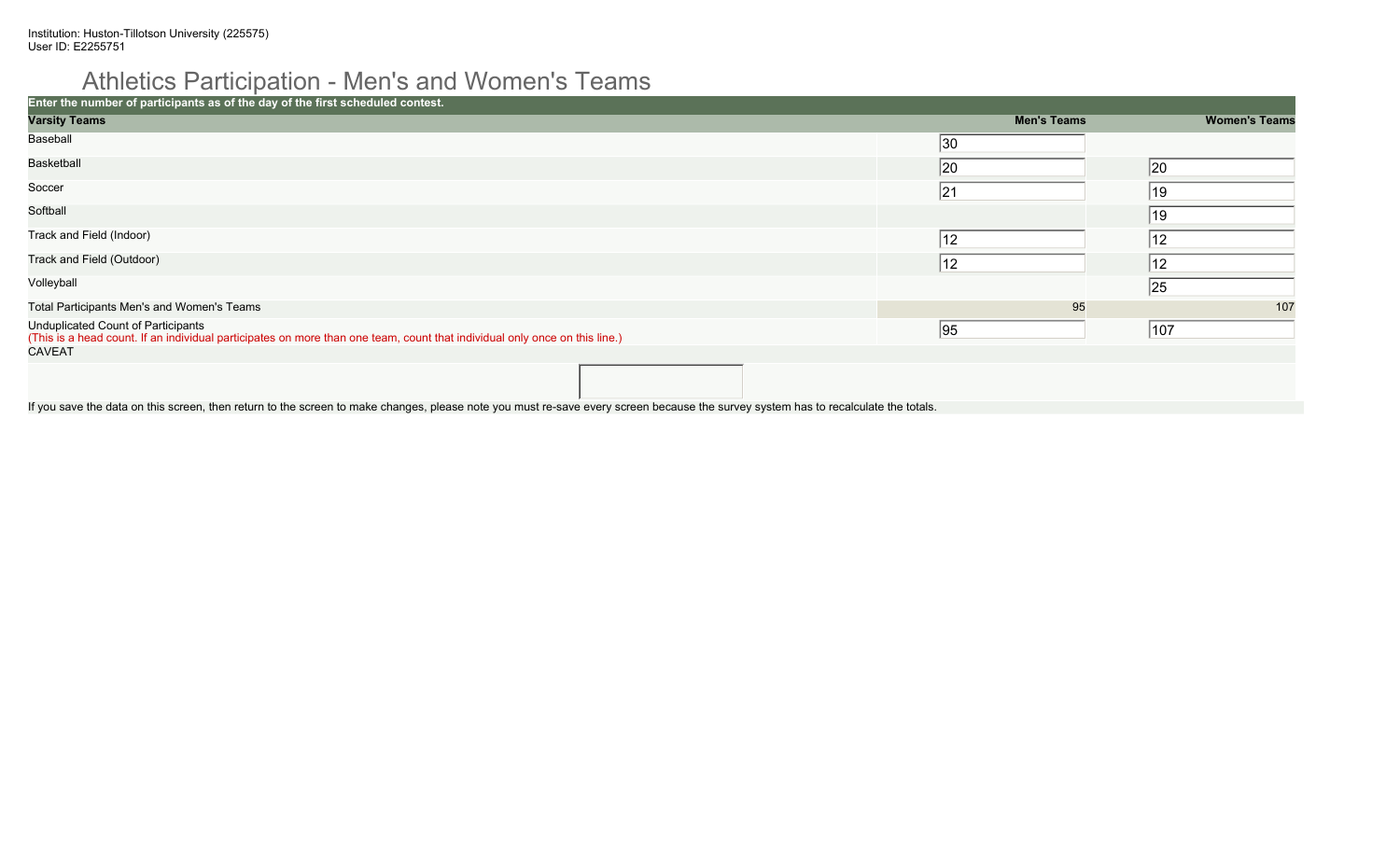Institution: Huston-Tillotson University (225575)
User ID: E2255751

# Athletics Participation - Men's and Women's Teams

**Enter the number of participants as of the day of the first scheduled contest.**

| Varsity Teams | Men's Teams | Women's Teams |
|---|---|---|
| Baseball | 30 | |
| Basketball | 20 | 20 |
| Soccer | 21 | 19 |
| Softball | | 19 |
| Track and Field (Indoor) | 12 | 12 |
| Track and Field (Outdoor) | 12 | 12 |
| Volleyball | | 25 |
| Total Participants Men's and Women's Teams | 95 | 107 |
| Unduplicated Count of Participants (This is a head count. If an individual participates on more than one team, count that individual only once on this line.) | 95 | 107 |

CAVEAT

If you save the data on this screen, then return to the screen to make changes, please note you must re-save every screen because the survey system has to recalculate the totals.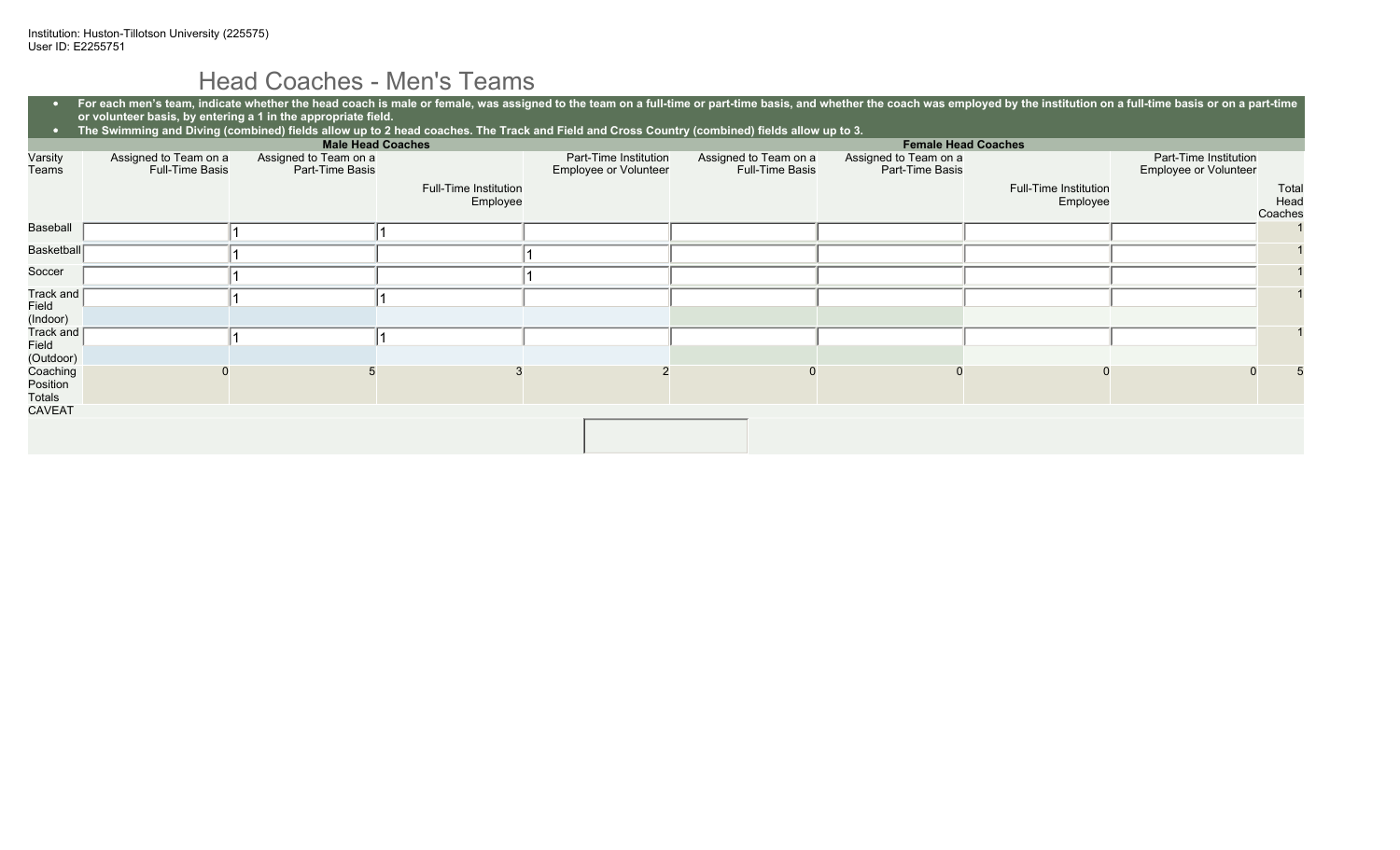Institution: Huston-Tillotson University (225575)
User ID: E2255751

# Head Coaches - Men's Teams

- **For each men's team, indicate whether the head coach is male or female, was assigned to the team on a full-time or part-time basis, and whether the coach was employed by the institution on a full-time basis or on a part-time or volunteer basis, by entering a 1 in the appropriate field.**
- **The Swimming and Diving (combined) fields allow up to 2 head coaches. The Track and Field and Cross Country (combined) fields allow up to 3.**

| | Male Head Coaches | | | | Female Head Coaches | | | | |
|---|---|---|---|---|---|---|---|---|---|
| Varsity Teams | Assigned to Team on a Full-Time Basis | Assigned to Team on a Part-Time Basis | Full-Time Institution Employee | Part-Time Institution Employee or Volunteer | Assigned to Team on a Full-Time Basis | Assigned to Team on a Part-Time Basis | Full-Time Institution Employee | Part-Time Institution Employee or Volunteer | Total Head Coaches |
| Baseball | | 1 | 1 | | | | | | 1 |
| Basketball | | 1 | | 1 | | | | | 1 |
| Soccer | | 1 | | 1 | | | | | 1 |
| Track and Field (Indoor) | | 1 | 1 | | | | | | 1 |
| Track and Field (Outdoor) | | 1 | 1 | | | | | | 1 |
| Coaching Position Totals | 0 | 5 | 3 | 2 | 0 | 0 | 0 | 0 | 5 |

CAVEAT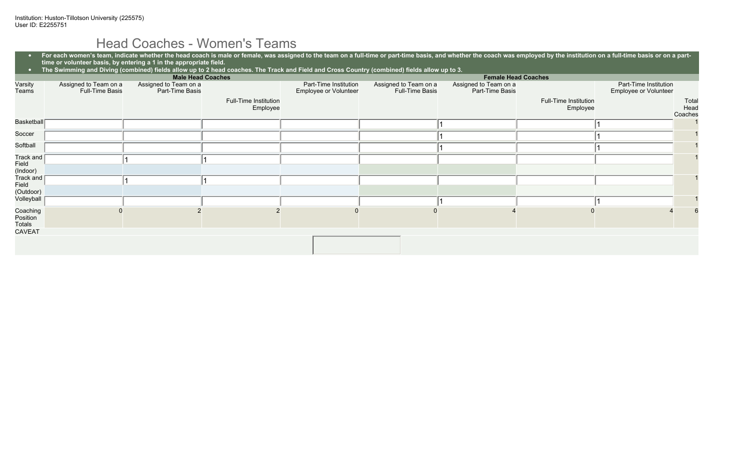Institution: Huston-Tillotson University (225575)
User ID: E2255751

# Head Coaches - Women's Teams

- **For each women's team, indicate whether the head coach is male or female, was assigned to the team on a full-time or part-time basis, and whether the coach was employed by the institution on a full-time basis or on a part-time or volunteer basis, by entering a 1 in the appropriate field.**
- **The Swimming and Diving (combined) fields allow up to 2 head coaches. The Track and Field and Cross Country (combined) fields allow up to 3.**

| | Male Head Coaches | | | | Female Head Coaches | | | | |
|---|---|---|---|---|---|---|---|---|---|
| Varsity Teams | Assigned to Team on a Full-Time Basis | Assigned to Team on a Part-Time Basis | Full-Time Institution Employee | Part-Time Institution Employee or Volunteer | Assigned to Team on a Full-Time Basis | Assigned to Team on a Part-Time Basis | Full-Time Institution Employee | Part-Time Institution Employee or Volunteer | Total Head Coaches |
| Basketball | | | | | | 1 | | 1 | 1 |
| Soccer | | | | | | 1 | | 1 | 1 |
| Softball | | | | | | 1 | | 1 | 1 |
| Track and Field (Indoor) | | 1 | 1 | | | | | | 1 |
| Track and Field (Outdoor) | | 1 | 1 | | | | | | 1 |
| Volleyball | | | | | | 1 | | 1 | 1 |
| Coaching Position Totals | 0 | 2 | 2 | 0 | 0 | 4 | 0 | 4 | 6 |

CAVEAT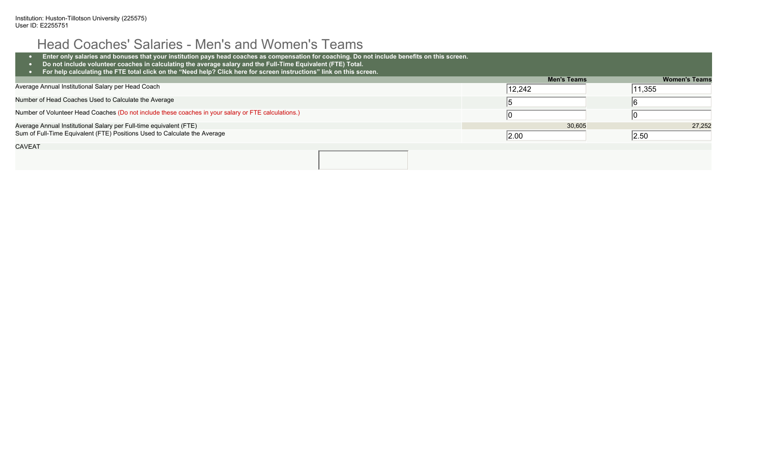Institution: Huston-Tillotson University (225575)
User ID: E2255751

# Head Coaches' Salaries - Men's and Women's Teams

- **Enter only salaries and bonuses that your institution pays head coaches as compensation for coaching. Do not include benefits on this screen.**
- **Do not include volunteer coaches in calculating the average salary and the Full-Time Equivalent (FTE) Total.**
- **For help calculating the FTE total click on the "Need help? Click here for screen instructions" link on this screen.**

| | Men's Teams | Women's Teams |
|---|---|---|
| Average Annual Institutional Salary per Head Coach | 12,242 | 11,355 |
| Number of Head Coaches Used to Calculate the Average | 5 | 6 |
| Number of Volunteer Head Coaches (Do not include these coaches in your salary or FTE calculations.) | 0 | 0 |
| Average Annual Institutional Salary per Full-time equivalent (FTE) | 30,605 | 27,252 |
| Sum of Full-Time Equivalent (FTE) Positions Used to Calculate the Average | 2.00 | 2.50 |

CAVEAT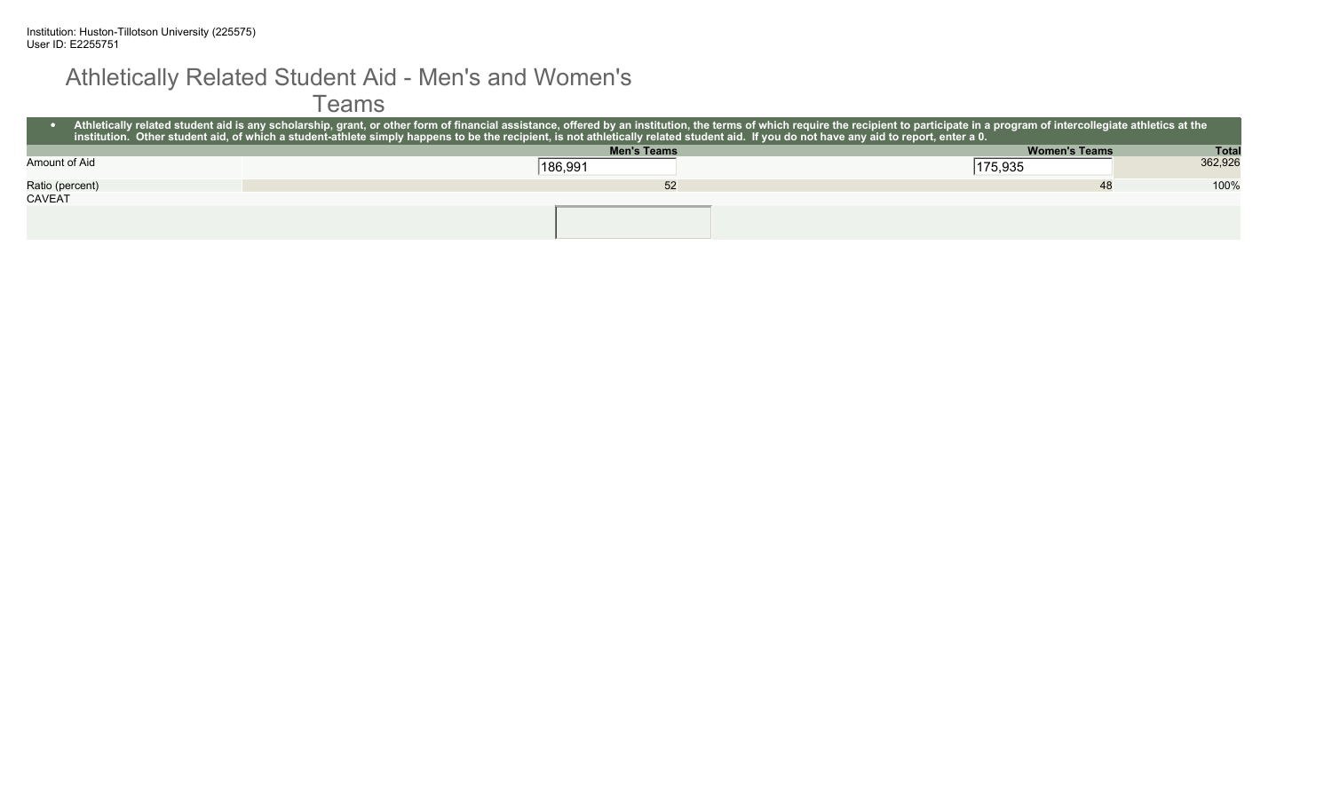Institution: Huston-Tillotson University (225575)
User ID: E2255751

# Athletically Related Student Aid - Men's and Women's Teams

- **Athletically related student aid is any scholarship, grant, or other form of financial assistance, offered by an institution, the terms of which require the recipient to participate in a program of intercollegiate athletics at the institution. Other student aid, of which a student-athlete simply happens to be the recipient, is not athletically related student aid. If you do not have any aid to report, enter a 0.**

| | Men's Teams | Women's Teams | Total |
|---|---|---|---|
| Amount of Aid | 186,991 | 175,935 | 362,926 |
| Ratio (percent) | 52 | 48 | 100% |

CAVEAT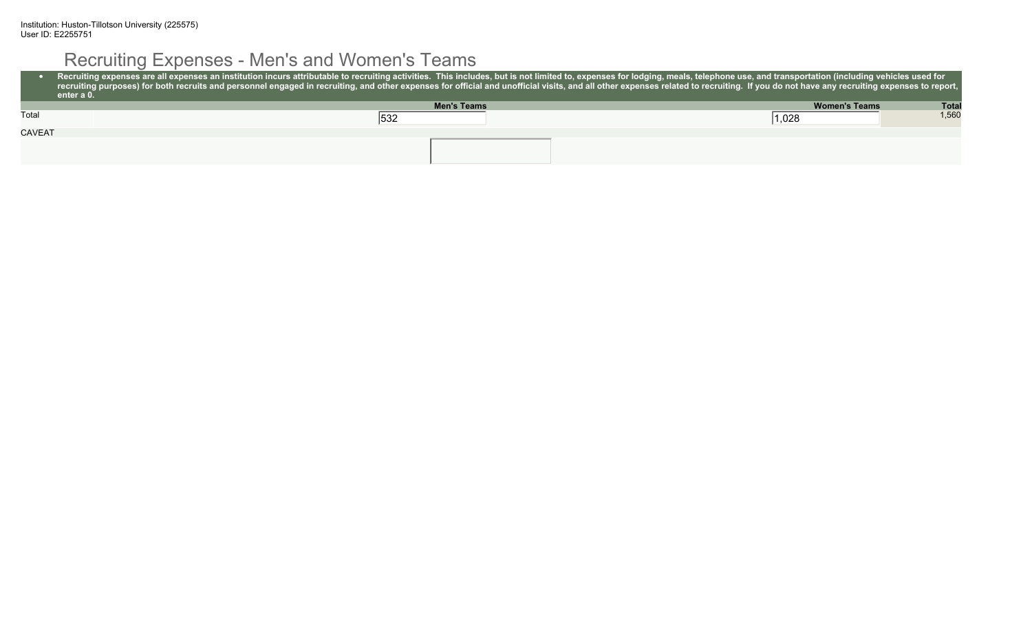Institution: Huston-Tillotson University (225575)
User ID: E2255751

# Recruiting Expenses - Men's and Women's Teams

- Recruiting expenses are all expenses an institution incurs attributable to recruiting activities. This includes, but is not limited to, expenses for lodging, meals, telephone use, and transportation (including vehicles used for recruiting purposes) for both recruits and personnel engaged in recruiting, and other expenses for official and unofficial visits, and all other expenses related to recruiting. If you do not have any recruiting expenses to report, enter a 0.

| | Men's Teams | Women's Teams | Total |
|---|---|---|---|
| Total | 532 | 1,028 | 1,560 |

CAVEAT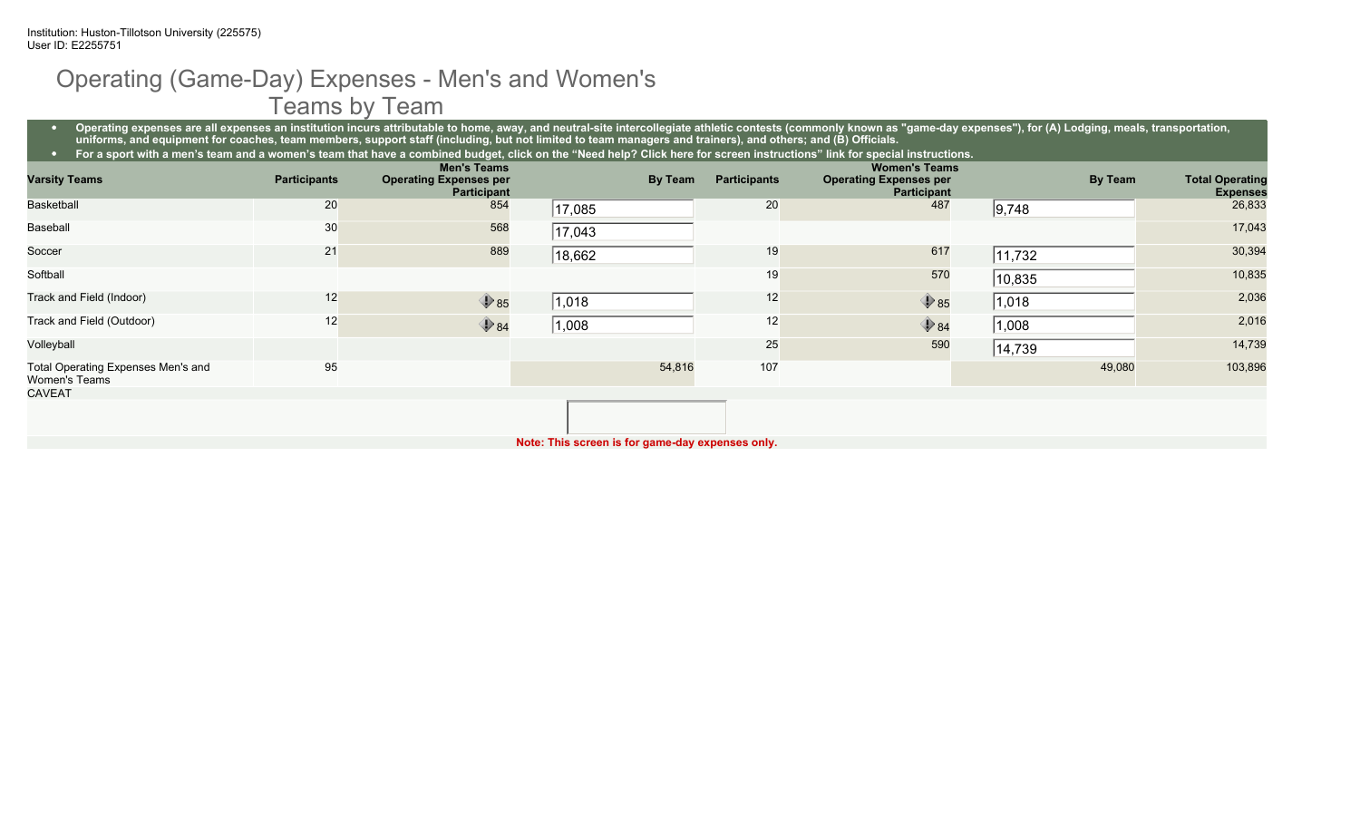Institution: Huston-Tillotson University (225575)
User ID: E2255751

# Operating (Game-Day) Expenses - Men's and Women's Teams by Team

- Operating expenses are all expenses an institution incurs attributable to home, away, and neutral-site intercollegiate athletic contests (commonly known as "game-day expenses"), for (A) Lodging, meals, transportation, uniforms, and equipment for coaches, team members, support staff (including, but not limited to team managers and trainers), and others; and (B) Officials.
- For a sport with a men's team and a women's team that have a combined budget, click on the "Need help? Click here for screen instructions" link for special instructions.

| Varsity Teams | Participants | Men's Teams Operating Expenses per Participant | By Team | Participants | Women's Teams Operating Expenses per Participant | By Team | Total Operating Expenses |
|---|---|---|---|---|---|---|---|
| Basketball | 20 | 854 | 17,085 | 20 | 487 | 9,748 | 26,833 |
| Baseball | 30 | 568 | 17,043 | | | | 17,043 |
| Soccer | 21 | 889 | 18,662 | 19 | 617 | 11,732 | 30,394 |
| Softball | | | | 19 | 570 | 10,835 | 10,835 |
| Track and Field (Indoor) | 12 | 85 | 1,018 | 12 | 85 | 1,018 | 2,036 |
| Track and Field (Outdoor) | 12 | 84 | 1,008 | 12 | 84 | 1,008 | 2,016 |
| Volleyball | | | | 25 | 590 | 14,739 | 14,739 |
| Total Operating Expenses Men's and Women's Teams | 95 | | 54,816 | 107 | | 49,080 | 103,896 |

CAVEAT

**Note: This screen is for game-day expenses only.**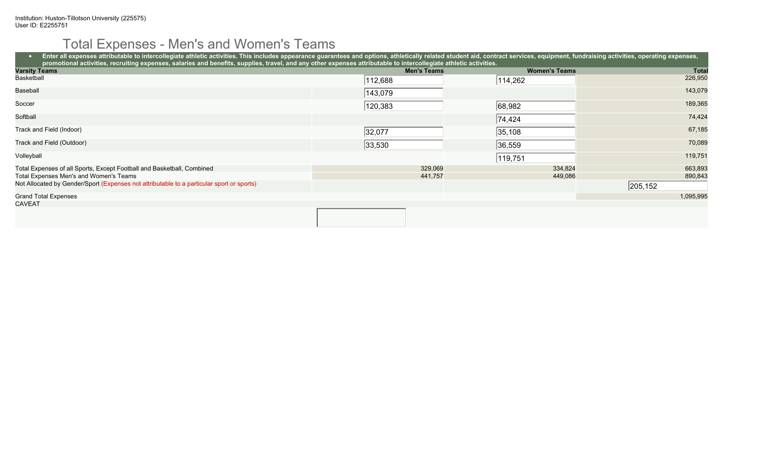Institution: Huston-Tillotson University (225575)
User ID: E2255751

# Total Expenses - Men's and Women's Teams

- **Enter all expenses attributable to intercollegiate athletic activities. This includes appearance guarantees and options, athletically related student aid, contract services, equipment, fundraising activities, operating expenses, promotional activities, recruiting expenses, salaries and benefits, supplies, travel, and any other expenses attributable to intercollegiate athletic activities.**

| Varsity Teams | Men's Teams | Women's Teams | Total |
|---|---|---|---|
| Basketball | 112,688 | 114,262 | 226,950 |
| Baseball | 143,079 | | 143,079 |
| Soccer | 120,383 | 68,982 | 189,365 |
| Softball | | 74,424 | 74,424 |
| Track and Field (Indoor) | 32,077 | 35,108 | 67,185 |
| Track and Field (Outdoor) | 33,530 | 36,559 | 70,089 |
| Volleyball | | 119,751 | 119,751 |
| Total Expenses of all Sports, Except Football and Basketball, Combined | 329,069 | 334,824 | 663,893 |
| Total Expenses Men's and Women's Teams | 441,757 | 449,086 | 890,843 |
| Not Allocated by Gender/Sport (Expenses not attributable to a particular sport or sports) | | | 205,152 |
| Grand Total Expenses | | | 1,095,995 |

CAVEAT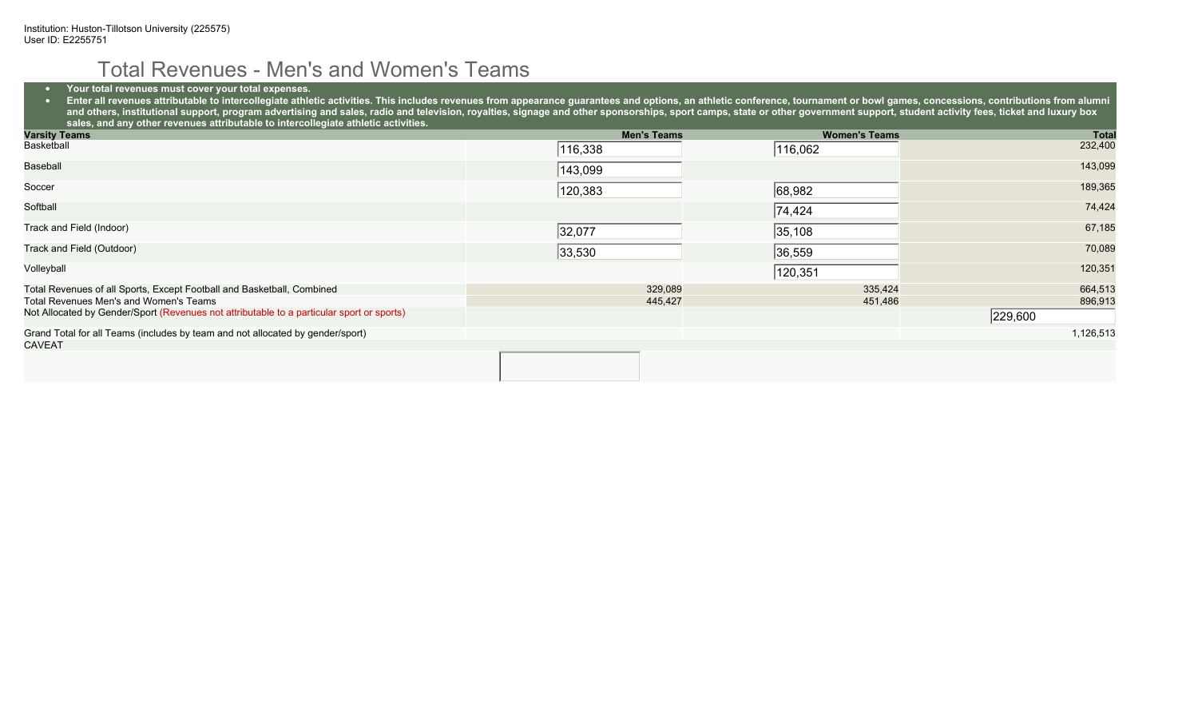Institution: Huston-Tillotson University (225575)
User ID: E2255751

# Total Revenues - Men's and Women's Teams

- **Your total revenues must cover your total expenses.**
- **Enter all revenues attributable to intercollegiate athletic activities. This includes revenues from appearance guarantees and options, an athletic conference, tournament or bowl games, concessions, contributions from alumni and others, institutional support, program advertising and sales, radio and television, royalties, signage and other sponsorships, sport camps, state or other government support, student activity fees, ticket and luxury box sales, and any other revenues attributable to intercollegiate athletic activities.**

| Varsity Teams | Men's Teams | Women's Teams | Total |
|---|---|---|---|
| Basketball | 116,338 | 116,062 | 232,400 |
| Baseball | 143,099 | | 143,099 |
| Soccer | 120,383 | 68,982 | 189,365 |
| Softball | | 74,424 | 74,424 |
| Track and Field (Indoor) | 32,077 | 35,108 | 67,185 |
| Track and Field (Outdoor) | 33,530 | 36,559 | 70,089 |
| Volleyball | | 120,351 | 120,351 |
| Total Revenues of all Sports, Except Football and Basketball, Combined | 329,089 | 335,424 | 664,513 |
| Total Revenues Men's and Women's Teams | 445,427 | 451,486 | 896,913 |
| Not Allocated by Gender/Sport (Revenues not attributable to a particular sport or sports) | | | 229,600 |
| Grand Total for all Teams (includes by team and not allocated by gender/sport) | | | 1,126,513 |

CAVEAT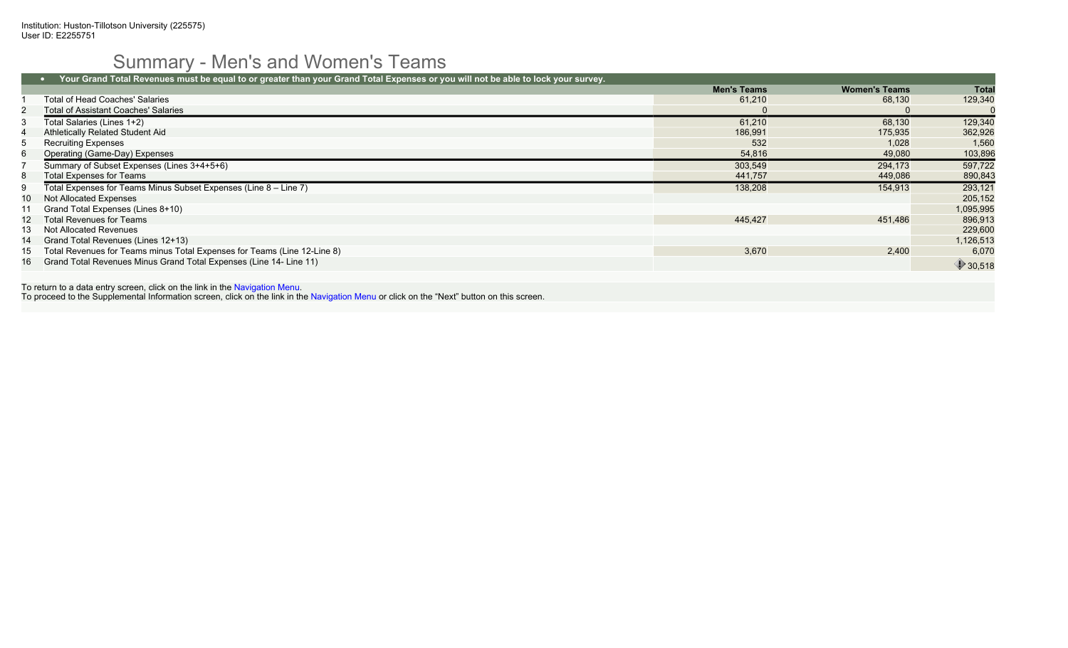Institution: Huston-Tillotson University (225575)
User ID: E2255751

# Summary - Men's and Women's Teams

- **Your Grand Total Revenues must be equal to or greater than your Grand Total Expenses or you will not be able to lock your survey.**

| | | Men's Teams | Women's Teams | Total |
|---|---|---|---|---|
| 1 | Total of Head Coaches' Salaries | 61,210 | 68,130 | 129,340 |
| 2 | Total of Assistant Coaches' Salaries | 0 | 0 | 0 |
| 3 | Total Salaries (Lines 1+2) | 61,210 | 68,130 | 129,340 |
| 4 | Athletically Related Student Aid | 186,991 | 175,935 | 362,926 |
| 5 | Recruiting Expenses | 532 | 1,028 | 1,560 |
| 6 | Operating (Game-Day) Expenses | 54,816 | 49,080 | 103,896 |
| 7 | Summary of Subset Expenses (Lines 3+4+5+6) | 303,549 | 294,173 | 597,722 |
| 8 | Total Expenses for Teams | 441,757 | 449,086 | 890,843 |
| 9 | Total Expenses for Teams Minus Subset Expenses (Line 8 – Line 7) | 138,208 | 154,913 | 293,121 |
| 10 | Not Allocated Expenses | | | 205,152 |
| 11 | Grand Total Expenses (Lines 8+10) | | | 1,095,995 |
| 12 | Total Revenues for Teams | 445,427 | 451,486 | 896,913 |
| 13 | Not Allocated Revenues | | | 229,600 |
| 14 | Grand Total Revenues (Lines 12+13) | | | 1,126,513 |
| 15 | Total Revenues for Teams minus Total Expenses for Teams (Line 12-Line 8) | 3,670 | 2,400 | 6,070 |
| 16 | Grand Total Revenues Minus Grand Total Expenses (Line 14- Line 11) | | | 30,518 |

To return to a data entry screen, click on the link in the Navigation Menu.
To proceed to the Supplemental Information screen, click on the link in the Navigation Menu or click on the "Next" button on this screen.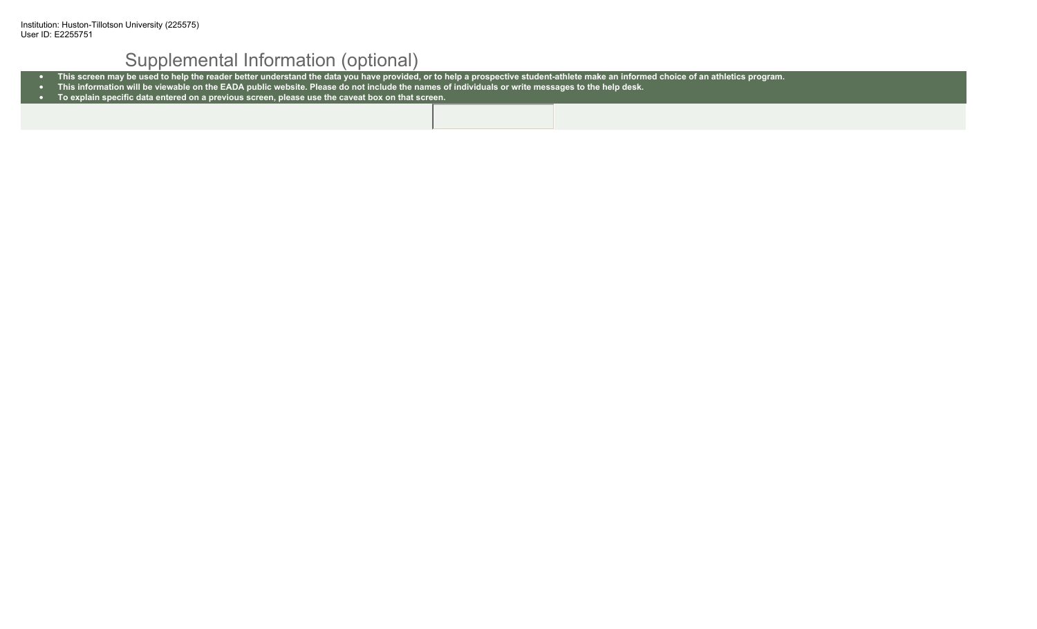Institution: Huston-Tillotson University (225575)
User ID: E2255751

# Supplemental Information (optional)

- This screen may be used to help the reader better understand the data you have provided, or to help a prospective student-athlete make an informed choice of an athletics program.
- This information will be viewable on the EADA public website. Please do not include the names of individuals or write messages to the help desk.
- To explain specific data entered on a previous screen, please use the caveat box on that screen.